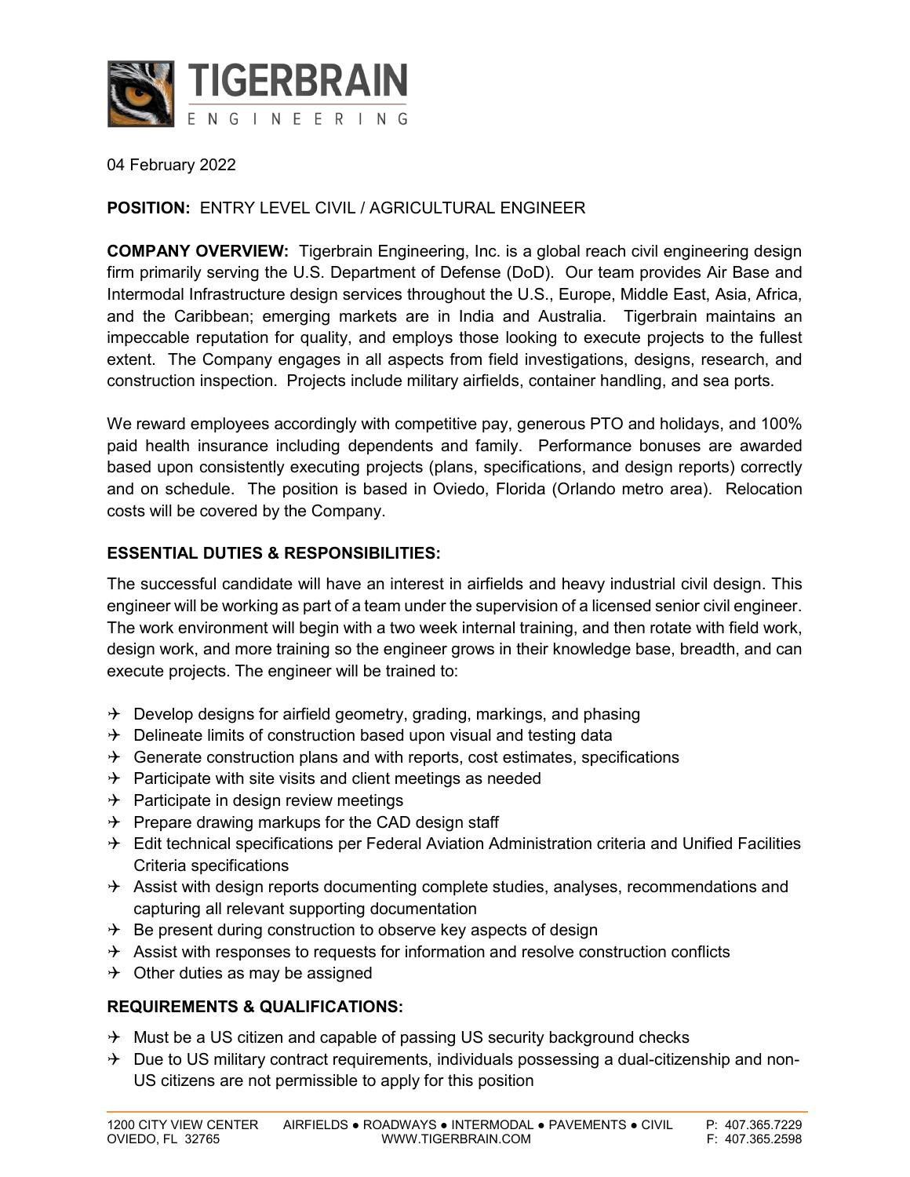# TIGERBRAIN ENGINEERING

04 February 2022

**POSITION:** ENTRY LEVEL CIVIL / AGRICULTURAL ENGINEER

**COMPANY OVERVIEW:** Tigerbrain Engineering, Inc. is a global reach civil engineering design firm primarily serving the U.S. Department of Defense (DoD). Our team provides Air Base and Intermodal Infrastructure design services throughout the U.S., Europe, Middle East, Asia, Africa, and the Caribbean; emerging markets are in India and Australia. Tigerbrain maintains an impeccable reputation for quality, and employs those looking to execute projects to the fullest extent. The Company engages in all aspects from field investigations, designs, research, and construction inspection. Projects include military airfields, container handling, and sea ports.

We reward employees accordingly with competitive pay, generous PTO and holidays, and 100% paid health insurance including dependents and family. Performance bonuses are awarded based upon consistently executing projects (plans, specifications, and design reports) correctly and on schedule. The position is based in Oviedo, Florida (Orlando metro area). Relocation costs will be covered by the Company.

**ESSENTIAL DUTIES & RESPONSIBILITIES:**

The successful candidate will have an interest in airfields and heavy industrial civil design. This engineer will be working as part of a team under the supervision of a licensed senior civil engineer. The work environment will begin with a two week internal training, and then rotate with field work, design work, and more training so the engineer grows in their knowledge base, breadth, and can execute projects. The engineer will be trained to:

- Develop designs for airfield geometry, grading, markings, and phasing
- Delineate limits of construction based upon visual and testing data
- Generate construction plans and with reports, cost estimates, specifications
- Participate with site visits and client meetings as needed
- Participate in design review meetings
- Prepare drawing markups for the CAD design staff
- Edit technical specifications per Federal Aviation Administration criteria and Unified Facilities Criteria specifications
- Assist with design reports documenting complete studies, analyses, recommendations and capturing all relevant supporting documentation
- Be present during construction to observe key aspects of design
- Assist with responses to requests for information and resolve construction conflicts
- Other duties as may be assigned

**REQUIREMENTS & QUALIFICATIONS:**

- Must be a US citizen and capable of passing US security background checks
- Due to US military contract requirements, individuals possessing a dual-citizenship and non-US citizens are not permissible to apply for this position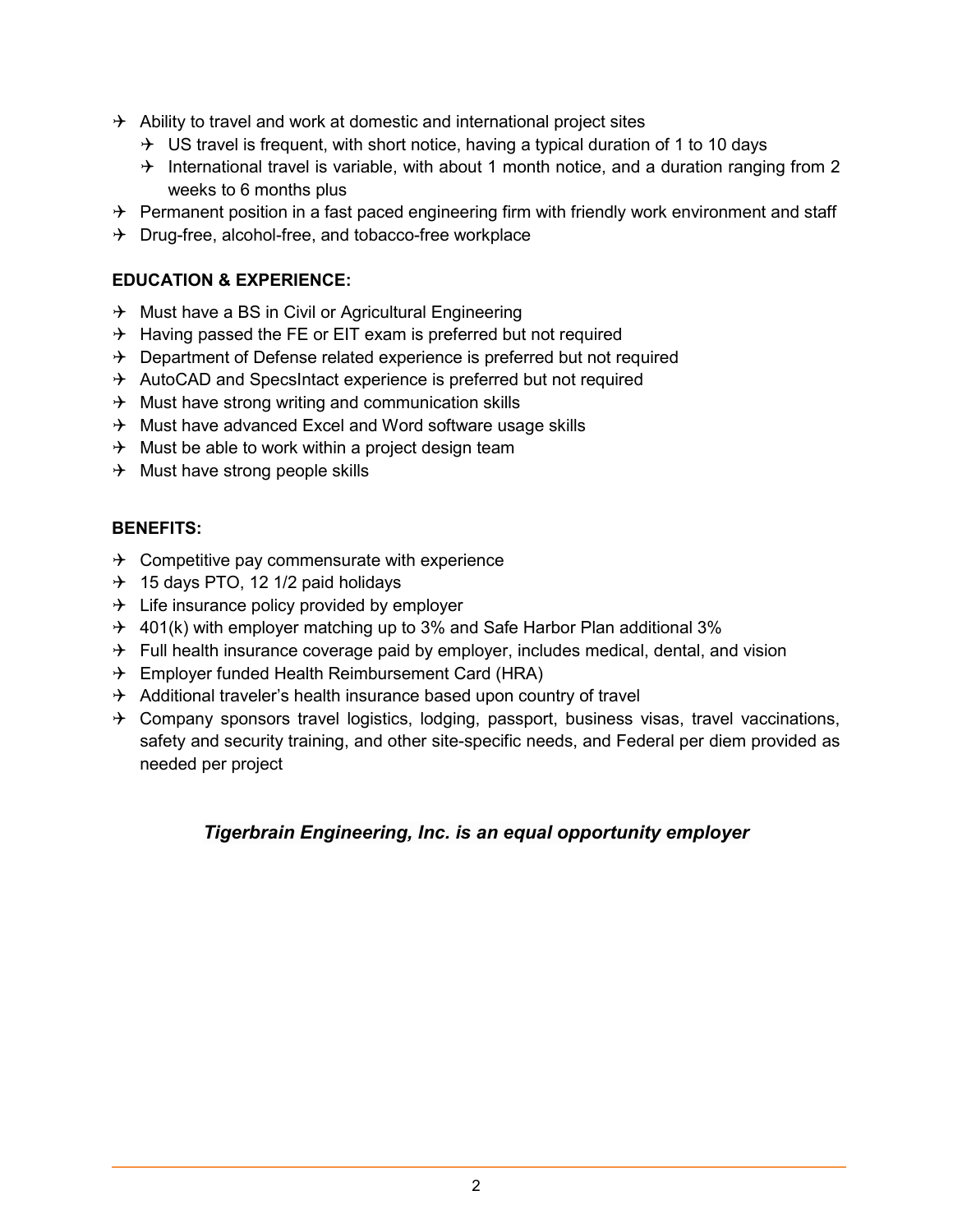- Ability to travel and work at domestic and international project sites
  - US travel is frequent, with short notice, having a typical duration of 1 to 10 days
  - International travel is variable, with about 1 month notice, and a duration ranging from 2 weeks to 6 months plus
- Permanent position in a fast paced engineering firm with friendly work environment and staff
- Drug-free, alcohol-free, and tobacco-free workplace

**EDUCATION & EXPERIENCE:**

- Must have a BS in Civil or Agricultural Engineering
- Having passed the FE or EIT exam is preferred but not required
- Department of Defense related experience is preferred but not required
- AutoCAD and SpecsIntact experience is preferred but not required
- Must have strong writing and communication skills
- Must have advanced Excel and Word software usage skills
- Must be able to work within a project design team
- Must have strong people skills

**BENEFITS:**

- Competitive pay commensurate with experience
- 15 days PTO, 12 1/2 paid holidays
- Life insurance policy provided by employer
- 401(k) with employer matching up to 3% and Safe Harbor Plan additional 3%
- Full health insurance coverage paid by employer, includes medical, dental, and vision
- Employer funded Health Reimbursement Card (HRA)
- Additional traveler's health insurance based upon country of travel
- Company sponsors travel logistics, lodging, passport, business visas, travel vaccinations, safety and security training, and other site-specific needs, and Federal per diem provided as needed per project

***Tigerbrain Engineering, Inc. is an equal opportunity employer***